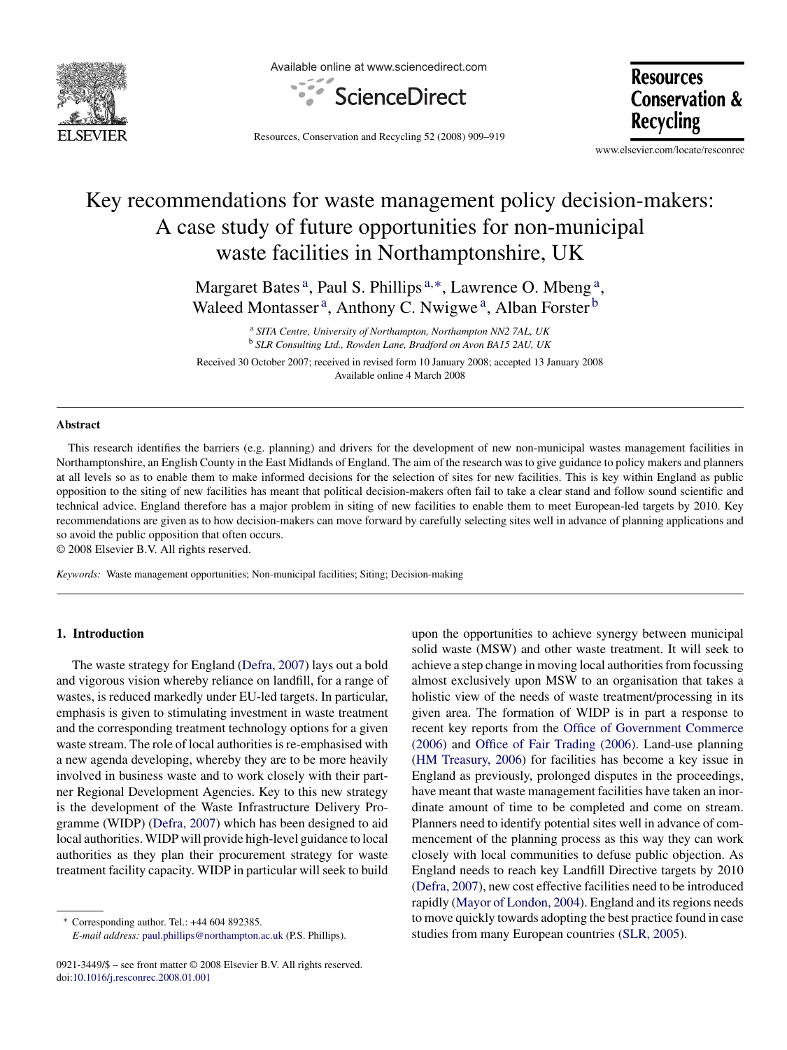# Key recommendations for waste management policy decision-makers: A case study of future opportunities for non-municipal waste facilities in Northamptonshire, UK

Margaret Bates[a], Paul S. Phillips[a,*], Lawrence O. Mbeng[a], Waleed Montasser[a], Anthony C. Nwigwe[a], Alban Forster[b]

[a] *SITA Centre, University of Northampton, Northampton NN2 7AL, UK*
[b] *SLR Consulting Ltd., Rowden Lane, Bradford on Avon BA15 2AU, UK*

Received 30 October 2007; received in revised form 10 January 2008; accepted 13 January 2008
Available online 4 March 2008

## Abstract

This research identifies the barriers (e.g. planning) and drivers for the development of new non-municipal wastes management facilities in Northamptonshire, an English County in the East Midlands of England. The aim of the research was to give guidance to policy makers and planners at all levels so as to enable them to make informed decisions for the selection of sites for new facilities. This is key within England as public opposition to the siting of new facilities has meant that political decision-makers often fail to take a clear stand and follow sound scientific and technical advice. England therefore has a major problem in siting of new facilities to enable them to meet European-led targets by 2010. Key recommendations are given as to how decision-makers can move forward by carefully selecting sites well in advance of planning applications and so avoid the public opposition that often occurs.

© 2008 Elsevier B.V. All rights reserved.

*Keywords:* Waste management opportunities; Non-municipal facilities; Siting; Decision-making

## 1. Introduction

The waste strategy for England (Defra, 2007) lays out a bold and vigorous vision whereby reliance on landfill, for a range of wastes, is reduced markedly under EU-led targets. In particular, emphasis is given to stimulating investment in waste treatment and the corresponding treatment technology options for a given waste stream. The role of local authorities is re-emphasised with a new agenda developing, whereby they are to be more heavily involved in business waste and to work closely with their partner Regional Development Agencies. Key to this new strategy is the development of the Waste Infrastructure Delivery Programme (WIDP) (Defra, 2007) which has been designed to aid local authorities. WIDP will provide high-level guidance to local authorities as they plan their procurement strategy for waste treatment facility capacity. WIDP in particular will seek to build upon the opportunities to achieve synergy between municipal solid waste (MSW) and other waste treatment. It will seek to achieve a step change in moving local authorities from focussing almost exclusively upon MSW to an organisation that takes a holistic view of the needs of waste treatment/processing in its given area. The formation of WIDP is in part a response to recent key reports from the Office of Government Commerce (2006) and Office of Fair Trading (2006). Land-use planning (HM Treasury, 2006) for facilities has become a key issue in England as previously, prolonged disputes in the proceedings, have meant that waste management facilities have taken an inordinate amount of time to be completed and come on stream. Planners need to identify potential sites well in advance of commencement of the planning process as this way they can work closely with local communities to defuse public objection. As England needs to reach key Landfill Directive targets by 2010 (Defra, 2007), new cost effective facilities need to be introduced rapidly (Mayor of London, 2004). England and its regions needs to move quickly towards adopting the best practice found in case studies from many European countries (SLR, 2005).

* Corresponding author. Tel.: +44 604 892385.
*E-mail address:* paul.phillips@northampton.ac.uk (P.S. Phillips).

0921-3449/$ – see front matter © 2008 Elsevier B.V. All rights reserved.
doi:10.1016/j.resconrec.2008.01.001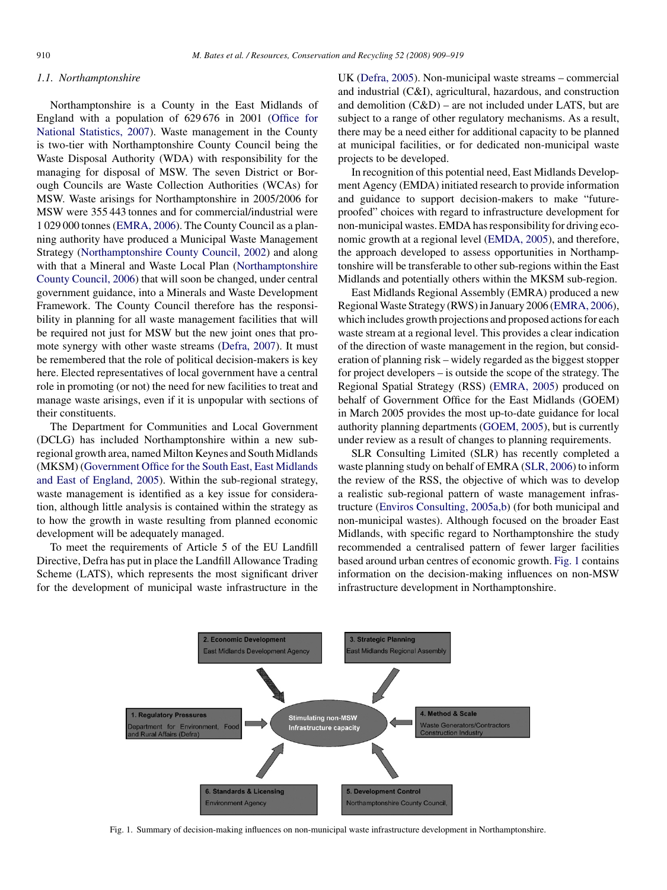### 1.1. Northamptonshire

Northamptonshire is a County in the East Midlands of England with a population of 629 676 in 2001 (Office for National Statistics, 2007). Waste management in the County is two-tier with Northamptonshire County Council being the Waste Disposal Authority (WDA) with responsibility for the managing for disposal of MSW. The seven District or Borough Councils are Waste Collection Authorities (WCAs) for MSW. Waste arisings for Northamptonshire in 2005/2006 for MSW were 355 443 tonnes and for commercial/industrial were 1 029 000 tonnes (EMRA, 2006). The County Council as a planning authority have produced a Municipal Waste Management Strategy (Northamptonshire County Council, 2002) and along with that a Mineral and Waste Local Plan (Northamptonshire County Council, 2006) that will soon be changed, under central government guidance, into a Minerals and Waste Development Framework. The County Council therefore has the responsibility in planning for all waste management facilities that will be required not just for MSW but the new joint ones that promote synergy with other waste streams (Defra, 2007). It must be remembered that the role of political decision-makers is key here. Elected representatives of local government have a central role in promoting (or not) the need for new facilities to treat and manage waste arisings, even if it is unpopular with sections of their constituents.

The Department for Communities and Local Government (DCLG) has included Northamptonshire within a new sub-regional growth area, named Milton Keynes and South Midlands (MKSM) (Government Office for the South East, East Midlands and East of England, 2005). Within the sub-regional strategy, waste management is identified as a key issue for consideration, although little analysis is contained within the strategy as to how the growth in waste resulting from planned economic development will be adequately managed.

To meet the requirements of Article 5 of the EU Landfill Directive, Defra has put in place the Landfill Allowance Trading Scheme (LATS), which represents the most significant driver for the development of municipal waste infrastructure in the UK (Defra, 2005). Non-municipal waste streams – commercial and industrial (C&I), agricultural, hazardous, and construction and demolition (C&D) – are not included under LATS, but are subject to a range of other regulatory mechanisms. As a result, there may be a need either for additional capacity to be planned at municipal facilities, or for dedicated non-municipal waste projects to be developed.

In recognition of this potential need, East Midlands Development Agency (EMDA) initiated research to provide information and guidance to support decision-makers to make "future-proofed" choices with regard to infrastructure development for non-municipal wastes. EMDA has responsibility for driving economic growth at a regional level (EMDA, 2005), and therefore, the approach developed to assess opportunities in Northamptonshire will be transferable to other sub-regions within the East Midlands and potentially others within the MKSM sub-region.

East Midlands Regional Assembly (EMRA) produced a new Regional Waste Strategy (RWS) in January 2006 (EMRA, 2006), which includes growth projections and proposed actions for each waste stream at a regional level. This provides a clear indication of the direction of waste management in the region, but consideration of planning risk – widely regarded as the biggest stopper for project developers – is outside the scope of the strategy. The Regional Spatial Strategy (RSS) (EMRA, 2005) produced on behalf of Government Office for the East Midlands (GOEM) in March 2005 provides the most up-to-date guidance for local authority planning departments (GOEM, 2005), but is currently under review as a result of changes to planning requirements.

SLR Consulting Limited (SLR) has recently completed a waste planning study on behalf of EMRA (SLR, 2006) to inform the review of the RSS, the objective of which was to develop a realistic sub-regional pattern of waste management infrastructure (Enviros Consulting, 2005a,b) (for both municipal and non-municipal wastes). Although focused on the broader East Midlands, with specific regard to Northamptonshire the study recommended a centralised pattern of fewer larger facilities based around urban centres of economic growth. Fig. 1 contains information on the decision-making influences on non-MSW infrastructure development in Northamptonshire.

Fig. 1. Summary of decision-making influences on non-municipal waste infrastructure development in Northamptonshire.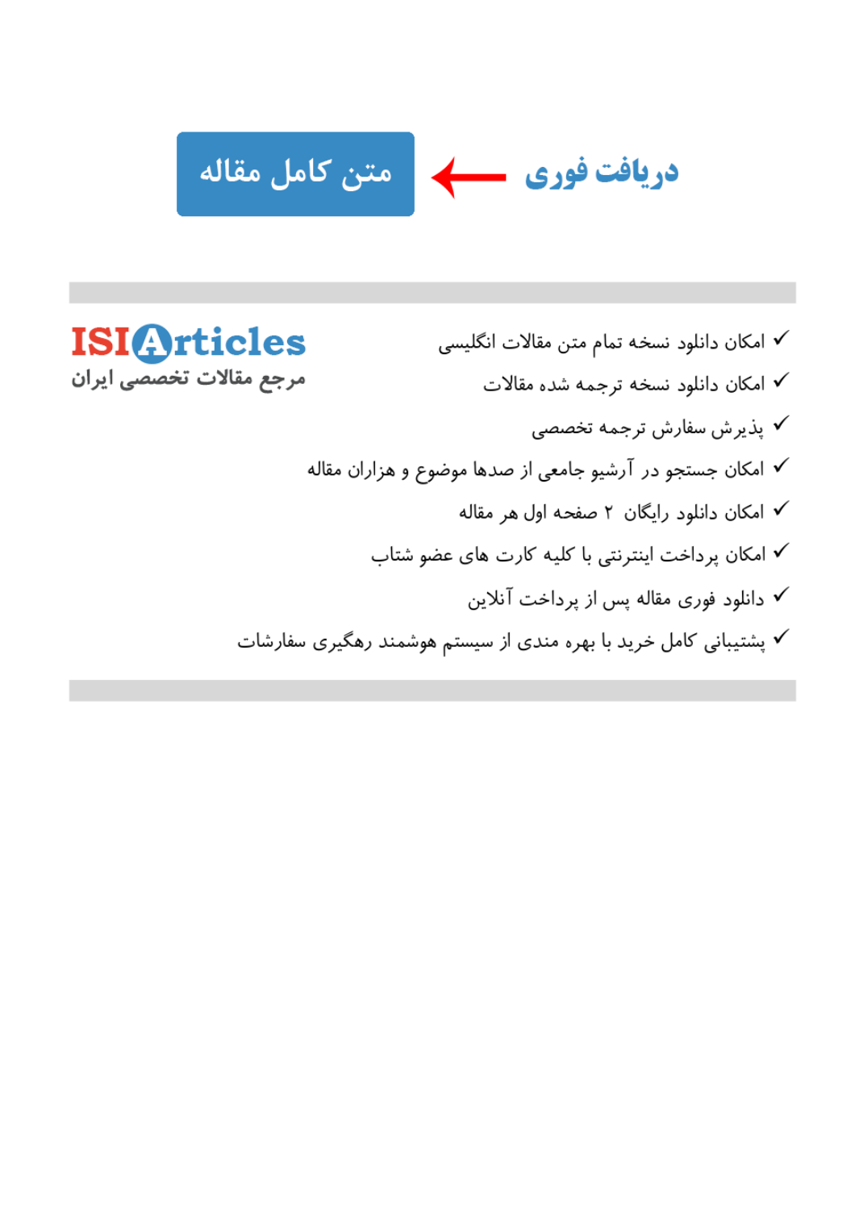دریافت فوری ← **متن کامل مقاله**

**ISIArticles**
مرجع مقالات تخصصی ایران

- ✓ امکان دانلود نسخه تمام متن مقالات انگلیسی
- ✓ امکان دانلود نسخه ترجمه شده مقالات
- ✓ پذیرش سفارش ترجمه تخصصی
- ✓ امکان جستجو در آرشیو جامعی از صدها موضوع و هزاران مقاله
- ✓ امکان دانلود رایگان ۲ صفحه اول هر مقاله
- ✓ امکان پرداخت اینترنتی با کلیه کارت های عضو شتاب
- ✓ دانلود فوری مقاله پس از پرداخت آنلاین
- ✓ پشتیبانی کامل خرید با بهره مندی از سیستم هوشمند رهگیری سفارشات